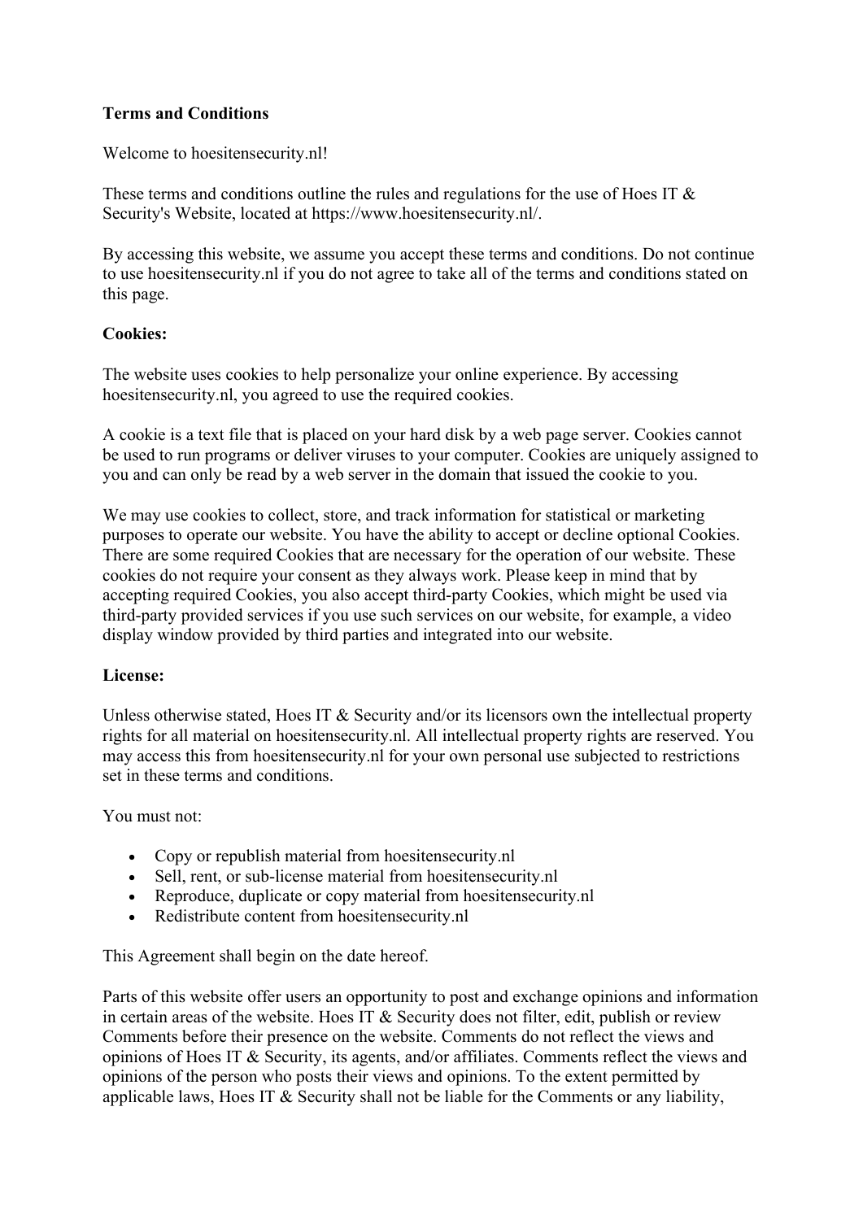**Terms and Conditions**

Welcome to hoesitensecurity.nl!

These terms and conditions outline the rules and regulations for the use of Hoes IT & Security's Website, located at https://www.hoesitensecurity.nl/.

By accessing this website, we assume you accept these terms and conditions. Do not continue to use hoesitensecurity.nl if you do not agree to take all of the terms and conditions stated on this page.

**Cookies:**

The website uses cookies to help personalize your online experience. By accessing hoesitensecurity.nl, you agreed to use the required cookies.

A cookie is a text file that is placed on your hard disk by a web page server. Cookies cannot be used to run programs or deliver viruses to your computer. Cookies are uniquely assigned to you and can only be read by a web server in the domain that issued the cookie to you.

We may use cookies to collect, store, and track information for statistical or marketing purposes to operate our website. You have the ability to accept or decline optional Cookies. There are some required Cookies that are necessary for the operation of our website. These cookies do not require your consent as they always work. Please keep in mind that by accepting required Cookies, you also accept third-party Cookies, which might be used via third-party provided services if you use such services on our website, for example, a video display window provided by third parties and integrated into our website.

**License:**

Unless otherwise stated, Hoes IT & Security and/or its licensors own the intellectual property rights for all material on hoesitensecurity.nl. All intellectual property rights are reserved. You may access this from hoesitensecurity.nl for your own personal use subjected to restrictions set in these terms and conditions.

You must not:

- Copy or republish material from hoesitensecurity.nl
- Sell, rent, or sub-license material from hoesitensecurity.nl
- Reproduce, duplicate or copy material from hoesitensecurity.nl
- Redistribute content from hoesitensecurity.nl

This Agreement shall begin on the date hereof.

Parts of this website offer users an opportunity to post and exchange opinions and information in certain areas of the website. Hoes IT & Security does not filter, edit, publish or review Comments before their presence on the website. Comments do not reflect the views and opinions of Hoes IT & Security, its agents, and/or affiliates. Comments reflect the views and opinions of the person who posts their views and opinions. To the extent permitted by applicable laws, Hoes IT & Security shall not be liable for the Comments or any liability,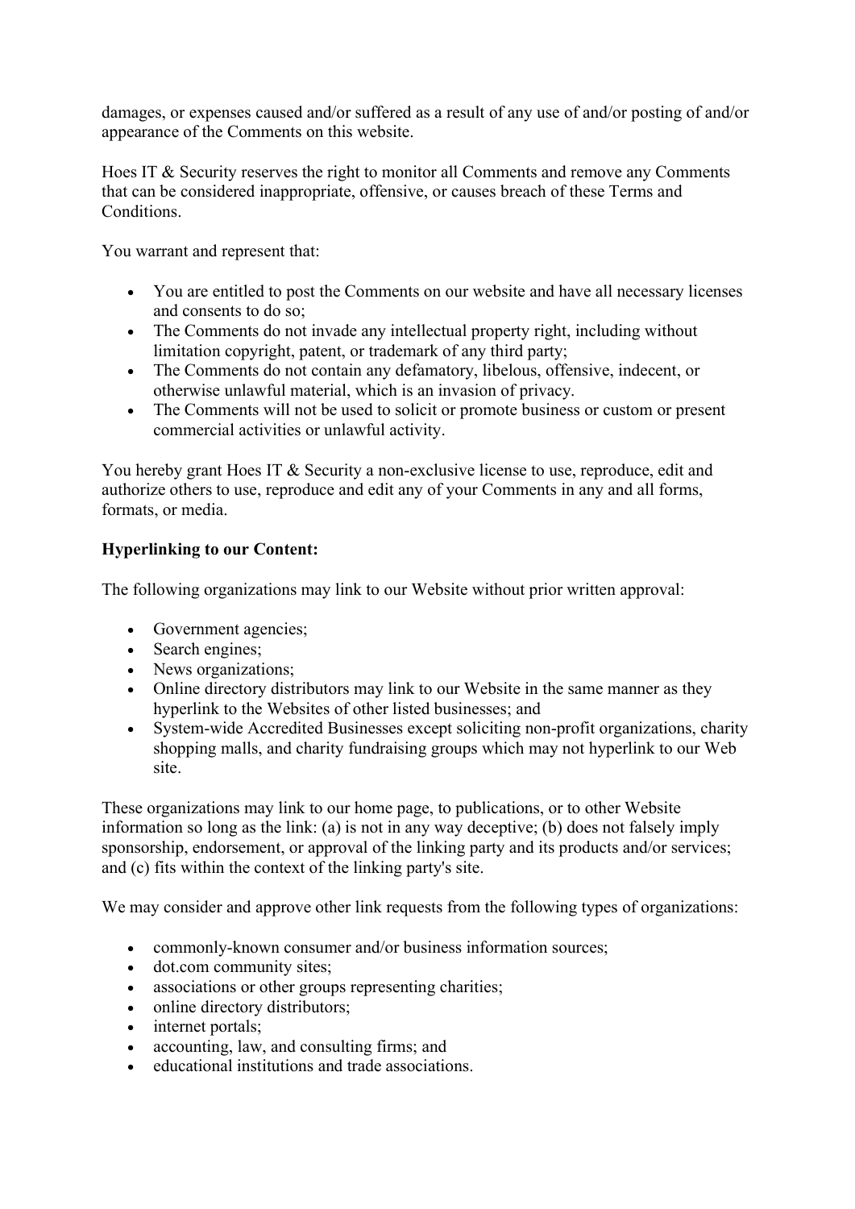damages, or expenses caused and/or suffered as a result of any use of and/or posting of and/or appearance of the Comments on this website.

Hoes IT & Security reserves the right to monitor all Comments and remove any Comments that can be considered inappropriate, offensive, or causes breach of these Terms and Conditions.

You warrant and represent that:

- You are entitled to post the Comments on our website and have all necessary licenses and consents to do so;
- The Comments do not invade any intellectual property right, including without limitation copyright, patent, or trademark of any third party;
- The Comments do not contain any defamatory, libelous, offensive, indecent, or otherwise unlawful material, which is an invasion of privacy.
- The Comments will not be used to solicit or promote business or custom or present commercial activities or unlawful activity.

You hereby grant Hoes IT & Security a non-exclusive license to use, reproduce, edit and authorize others to use, reproduce and edit any of your Comments in any and all forms, formats, or media.

**Hyperlinking to our Content:**

The following organizations may link to our Website without prior written approval:

- Government agencies;
- Search engines;
- News organizations;
- Online directory distributors may link to our Website in the same manner as they hyperlink to the Websites of other listed businesses; and
- System-wide Accredited Businesses except soliciting non-profit organizations, charity shopping malls, and charity fundraising groups which may not hyperlink to our Web site.

These organizations may link to our home page, to publications, or to other Website information so long as the link: (a) is not in any way deceptive; (b) does not falsely imply sponsorship, endorsement, or approval of the linking party and its products and/or services; and (c) fits within the context of the linking party's site.

We may consider and approve other link requests from the following types of organizations:

- commonly-known consumer and/or business information sources;
- dot.com community sites;
- associations or other groups representing charities;
- online directory distributors;
- internet portals;
- accounting, law, and consulting firms; and
- educational institutions and trade associations.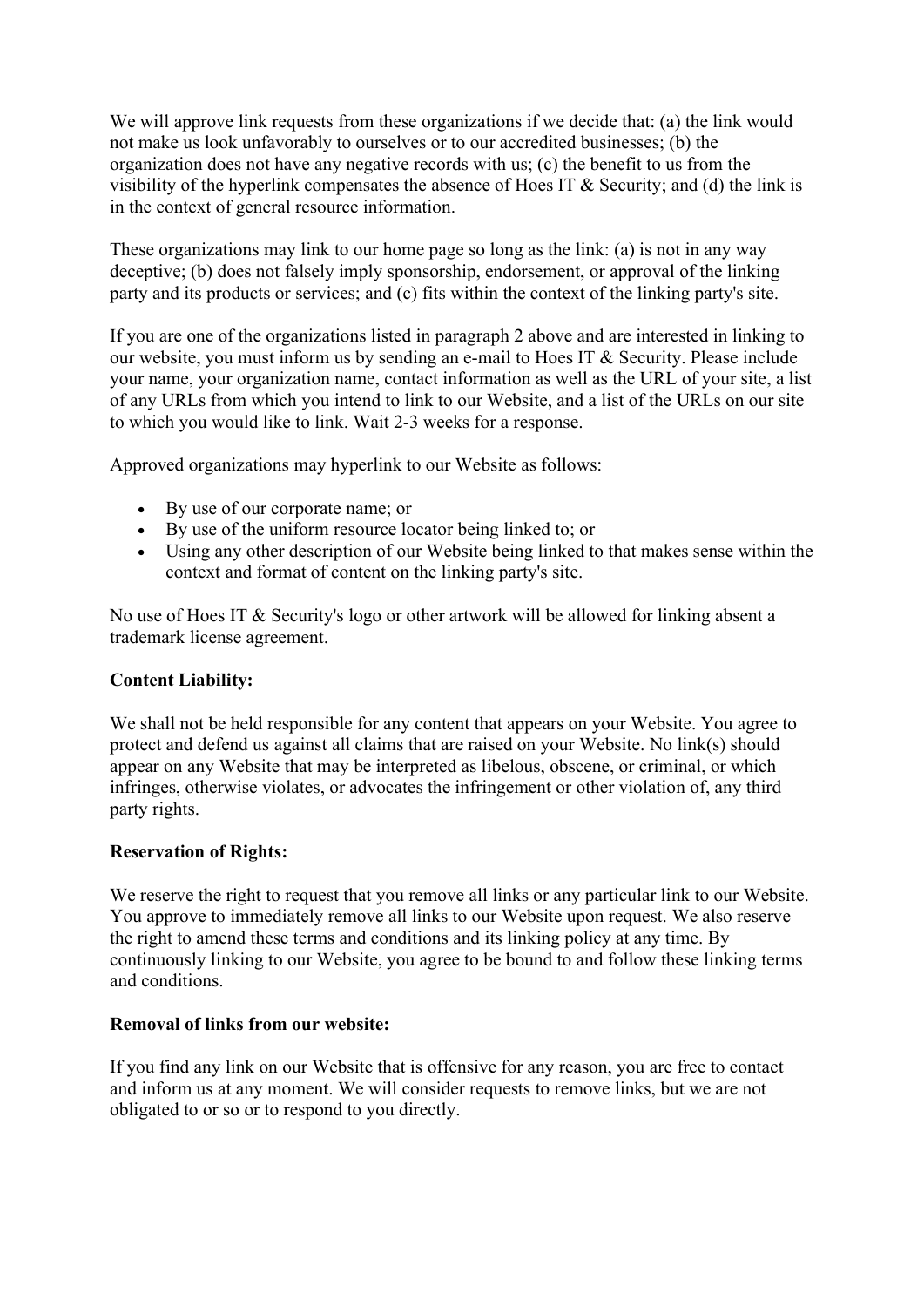We will approve link requests from these organizations if we decide that: (a) the link would not make us look unfavorably to ourselves or to our accredited businesses; (b) the organization does not have any negative records with us; (c) the benefit to us from the visibility of the hyperlink compensates the absence of Hoes IT & Security; and (d) the link is in the context of general resource information.

These organizations may link to our home page so long as the link: (a) is not in any way deceptive; (b) does not falsely imply sponsorship, endorsement, or approval of the linking party and its products or services; and (c) fits within the context of the linking party's site.

If you are one of the organizations listed in paragraph 2 above and are interested in linking to our website, you must inform us by sending an e-mail to Hoes IT & Security. Please include your name, your organization name, contact information as well as the URL of your site, a list of any URLs from which you intend to link to our Website, and a list of the URLs on our site to which you would like to link. Wait 2-3 weeks for a response.

Approved organizations may hyperlink to our Website as follows:

- By use of our corporate name; or
- By use of the uniform resource locator being linked to; or
- Using any other description of our Website being linked to that makes sense within the context and format of content on the linking party's site.

No use of Hoes IT & Security's logo or other artwork will be allowed for linking absent a trademark license agreement.

**Content Liability:**

We shall not be held responsible for any content that appears on your Website. You agree to protect and defend us against all claims that are raised on your Website. No link(s) should appear on any Website that may be interpreted as libelous, obscene, or criminal, or which infringes, otherwise violates, or advocates the infringement or other violation of, any third party rights.

**Reservation of Rights:**

We reserve the right to request that you remove all links or any particular link to our Website. You approve to immediately remove all links to our Website upon request. We also reserve the right to amend these terms and conditions and its linking policy at any time. By continuously linking to our Website, you agree to be bound to and follow these linking terms and conditions.

**Removal of links from our website:**

If you find any link on our Website that is offensive for any reason, you are free to contact and inform us at any moment. We will consider requests to remove links, but we are not obligated to or so or to respond to you directly.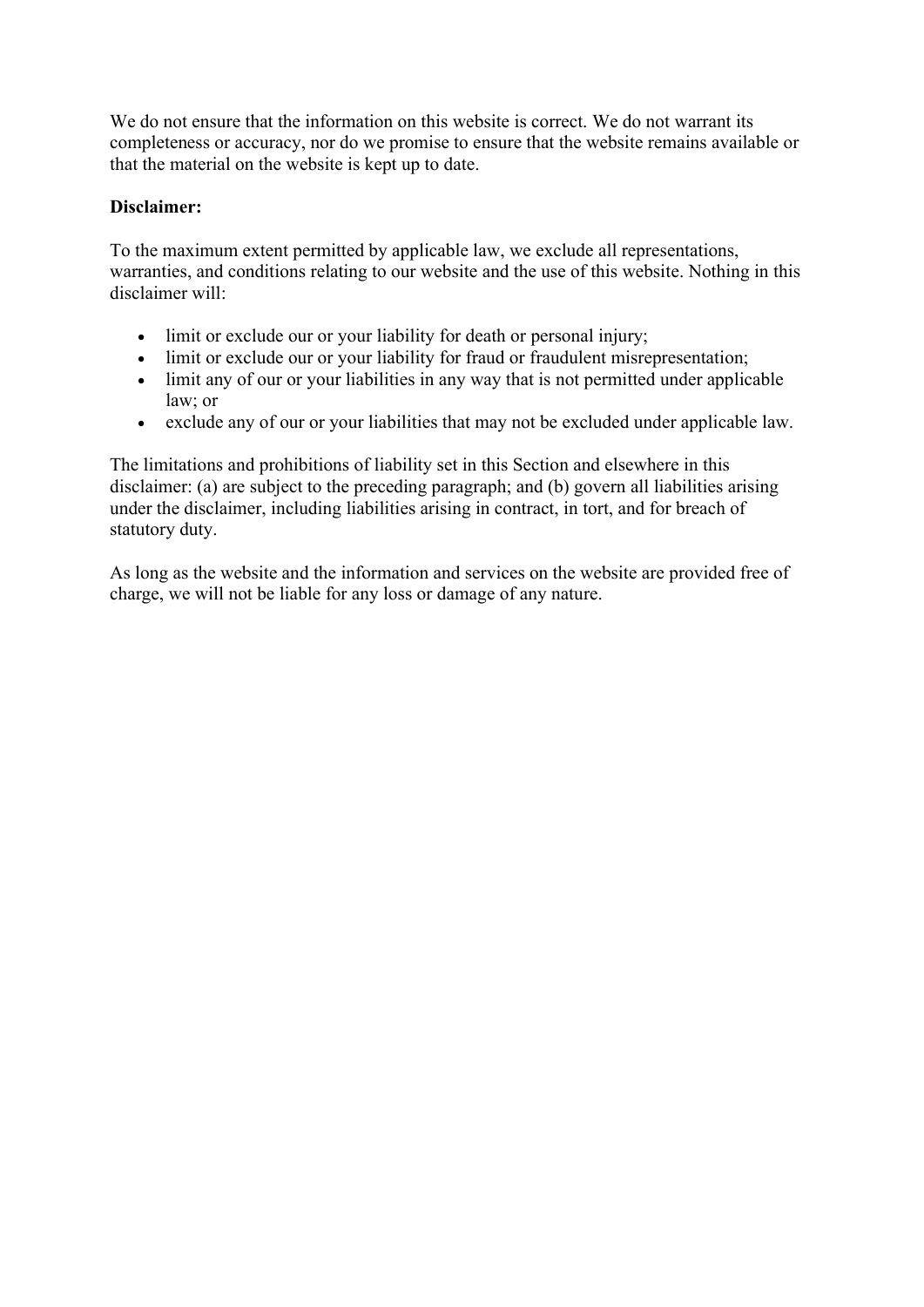We do not ensure that the information on this website is correct. We do not warrant its completeness or accuracy, nor do we promise to ensure that the website remains available or that the material on the website is kept up to date.

**Disclaimer:**

To the maximum extent permitted by applicable law, we exclude all representations, warranties, and conditions relating to our website and the use of this website. Nothing in this disclaimer will:

- limit or exclude our or your liability for death or personal injury;
- limit or exclude our or your liability for fraud or fraudulent misrepresentation;
- limit any of our or your liabilities in any way that is not permitted under applicable law; or
- exclude any of our or your liabilities that may not be excluded under applicable law.

The limitations and prohibitions of liability set in this Section and elsewhere in this disclaimer: (a) are subject to the preceding paragraph; and (b) govern all liabilities arising under the disclaimer, including liabilities arising in contract, in tort, and for breach of statutory duty.

As long as the website and the information and services on the website are provided free of charge, we will not be liable for any loss or damage of any nature.